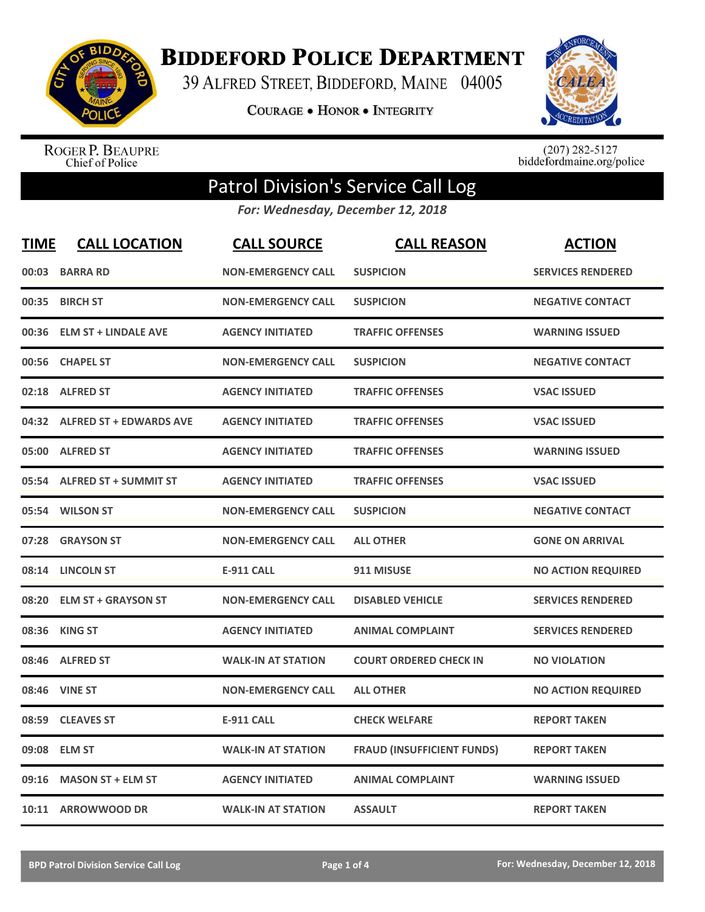# Biddeford Police Department

39 Alfred Street, Biddeford, Maine 04005

Courage • Honor • Integrity

Roger P. Beaupre
Chief of Police

(207) 282-5127
biddefordmaine.org/police

## Patrol Division's Service Call Log

*For: Wednesday, December 12, 2018*

| TIME | CALL LOCATION | CALL SOURCE | CALL REASON | ACTION |
|---|---|---|---|---|
| 00:03 | BARRA RD | NON-EMERGENCY CALL | SUSPICION | SERVICES RENDERED |
| 00:35 | BIRCH ST | NON-EMERGENCY CALL | SUSPICION | NEGATIVE CONTACT |
| 00:36 | ELM ST + LINDALE AVE | AGENCY INITIATED | TRAFFIC OFFENSES | WARNING ISSUED |
| 00:56 | CHAPEL ST | NON-EMERGENCY CALL | SUSPICION | NEGATIVE CONTACT |
| 02:18 | ALFRED ST | AGENCY INITIATED | TRAFFIC OFFENSES | VSAC ISSUED |
| 04:32 | ALFRED ST + EDWARDS AVE | AGENCY INITIATED | TRAFFIC OFFENSES | VSAC ISSUED |
| 05:00 | ALFRED ST | AGENCY INITIATED | TRAFFIC OFFENSES | WARNING ISSUED |
| 05:54 | ALFRED ST + SUMMIT ST | AGENCY INITIATED | TRAFFIC OFFENSES | VSAC ISSUED |
| 05:54 | WILSON ST | NON-EMERGENCY CALL | SUSPICION | NEGATIVE CONTACT |
| 07:28 | GRAYSON ST | NON-EMERGENCY CALL | ALL OTHER | GONE ON ARRIVAL |
| 08:14 | LINCOLN ST | E-911 CALL | 911 MISUSE | NO ACTION REQUIRED |
| 08:20 | ELM ST + GRAYSON ST | NON-EMERGENCY CALL | DISABLED VEHICLE | SERVICES RENDERED |
| 08:36 | KING ST | AGENCY INITIATED | ANIMAL COMPLAINT | SERVICES RENDERED |
| 08:46 | ALFRED ST | WALK-IN AT STATION | COURT ORDERED CHECK IN | NO VIOLATION |
| 08:46 | VINE ST | NON-EMERGENCY CALL | ALL OTHER | NO ACTION REQUIRED |
| 08:59 | CLEAVES ST | E-911 CALL | CHECK WELFARE | REPORT TAKEN |
| 09:08 | ELM ST | WALK-IN AT STATION | FRAUD (INSUFFICIENT FUNDS) | REPORT TAKEN |
| 09:16 | MASON ST + ELM ST | AGENCY INITIATED | ANIMAL COMPLAINT | WARNING ISSUED |
| 10:11 | ARROWWOOD DR | WALK-IN AT STATION | ASSAULT | REPORT TAKEN |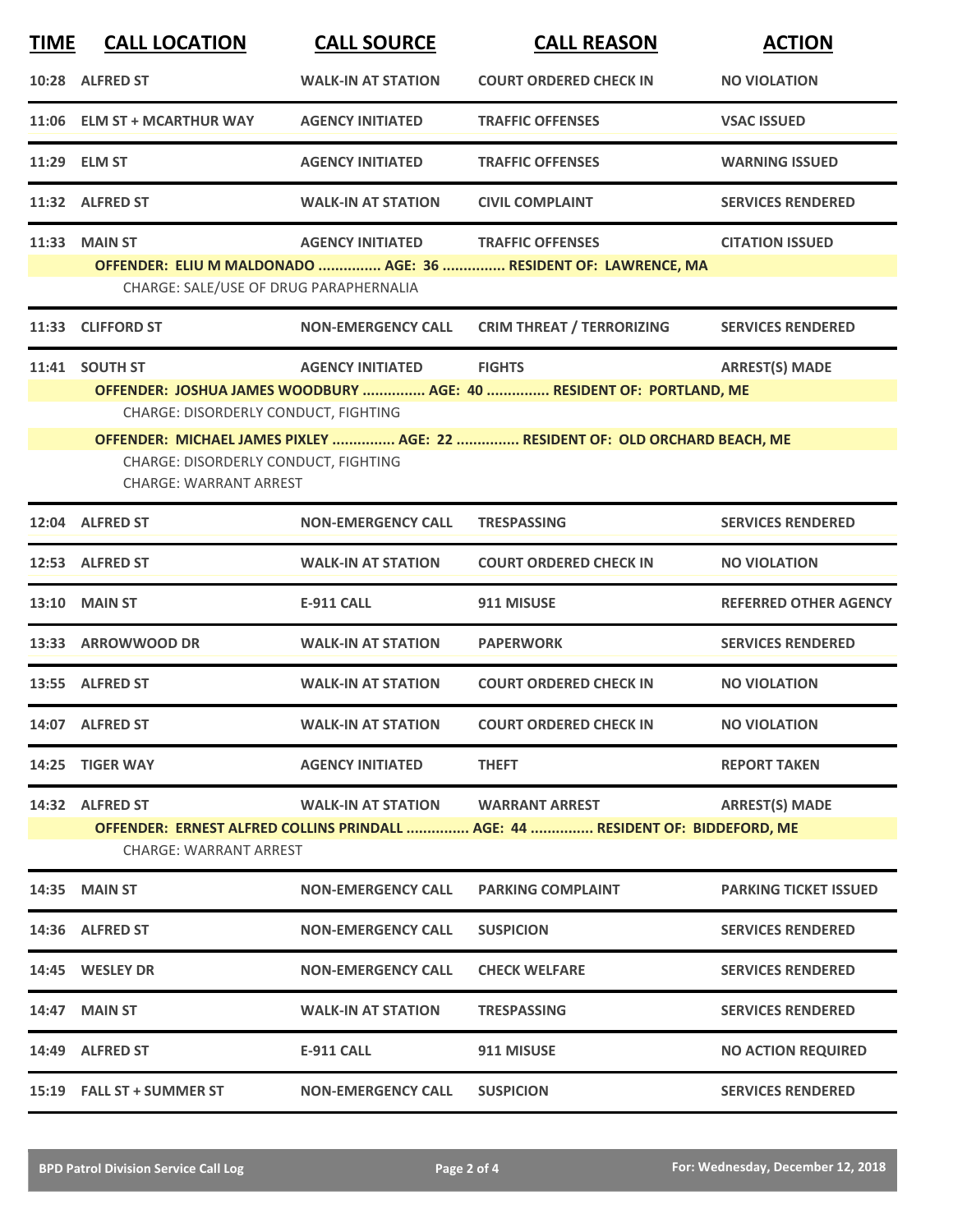| TIME | CALL LOCATION | CALL SOURCE | CALL REASON | ACTION |
|---|---|---|---|---|
| 10:28 | ALFRED ST | WALK-IN AT STATION | COURT ORDERED CHECK IN | NO VIOLATION |
| 11:06 | ELM ST + MCARTHUR WAY | AGENCY INITIATED | TRAFFIC OFFENSES | VSAC ISSUED |
| 11:29 | ELM ST | AGENCY INITIATED | TRAFFIC OFFENSES | WARNING ISSUED |
| 11:32 | ALFRED ST | WALK-IN AT STATION | CIVIL COMPLAINT | SERVICES RENDERED |
| 11:33 | MAIN ST | AGENCY INITIATED | TRAFFIC OFFENSES | CITATION ISSUED |
| | **OFFENDER: ELIU M MALDONADO ............... AGE: 36 ............... RESIDENT OF: LAWRENCE, MA** | | | |
| | CHARGE: SALE/USE OF DRUG PARAPHERNALIA | | | |
| 11:33 | CLIFFORD ST | NON-EMERGENCY CALL | CRIM THREAT / TERRORIZING | SERVICES RENDERED |
| 11:41 | SOUTH ST | AGENCY INITIATED | FIGHTS | ARREST(S) MADE |
| | **OFFENDER: JOSHUA JAMES WOODBURY ............... AGE: 40 ............... RESIDENT OF: PORTLAND, ME** | | | |
| | CHARGE: DISORDERLY CONDUCT, FIGHTING | | | |
| | **OFFENDER: MICHAEL JAMES PIXLEY ............... AGE: 22 ............... RESIDENT OF: OLD ORCHARD BEACH, ME** | | | |
| | CHARGE: DISORDERLY CONDUCT, FIGHTING | | | |
| | CHARGE: WARRANT ARREST | | | |
| 12:04 | ALFRED ST | NON-EMERGENCY CALL | TRESPASSING | SERVICES RENDERED |
| 12:53 | ALFRED ST | WALK-IN AT STATION | COURT ORDERED CHECK IN | NO VIOLATION |
| 13:10 | MAIN ST | E-911 CALL | 911 MISUSE | REFERRED OTHER AGENCY |
| 13:33 | ARROWWOOD DR | WALK-IN AT STATION | PAPERWORK | SERVICES RENDERED |
| 13:55 | ALFRED ST | WALK-IN AT STATION | COURT ORDERED CHECK IN | NO VIOLATION |
| 14:07 | ALFRED ST | WALK-IN AT STATION | COURT ORDERED CHECK IN | NO VIOLATION |
| 14:25 | TIGER WAY | AGENCY INITIATED | THEFT | REPORT TAKEN |
| 14:32 | ALFRED ST | WALK-IN AT STATION | WARRANT ARREST | ARREST(S) MADE |
| | **OFFENDER: ERNEST ALFRED COLLINS PRINDALL ............... AGE: 44 ............... RESIDENT OF: BIDDEFORD, ME** | | | |
| | CHARGE: WARRANT ARREST | | | |
| 14:35 | MAIN ST | NON-EMERGENCY CALL | PARKING COMPLAINT | PARKING TICKET ISSUED |
| 14:36 | ALFRED ST | NON-EMERGENCY CALL | SUSPICION | SERVICES RENDERED |
| 14:45 | WESLEY DR | NON-EMERGENCY CALL | CHECK WELFARE | SERVICES RENDERED |
| 14:47 | MAIN ST | WALK-IN AT STATION | TRESPASSING | SERVICES RENDERED |
| 14:49 | ALFRED ST | E-911 CALL | 911 MISUSE | NO ACTION REQUIRED |
| 15:19 | FALL ST + SUMMER ST | NON-EMERGENCY CALL | SUSPICION | SERVICES RENDERED |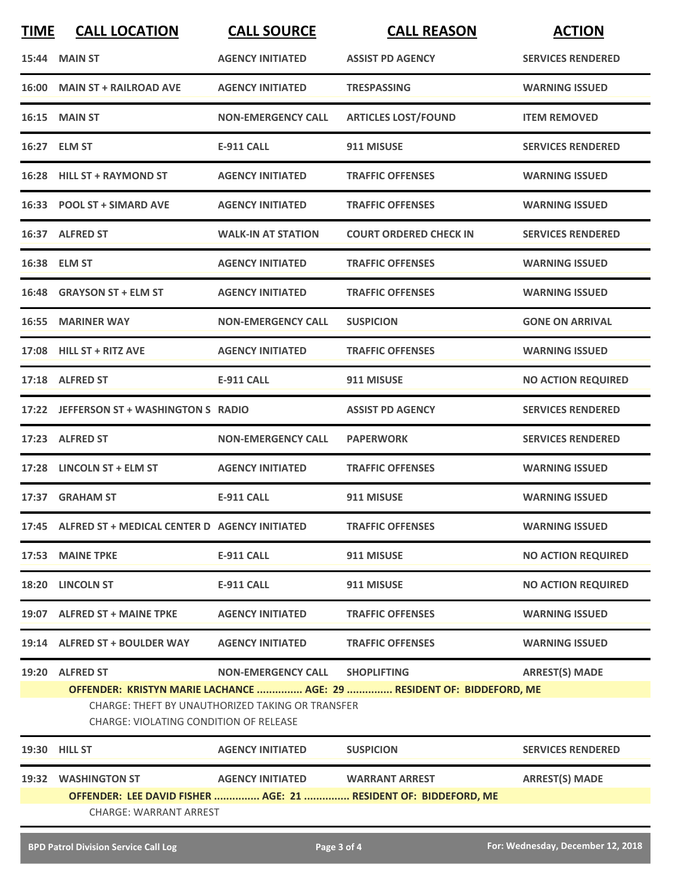| TIME | CALL LOCATION | CALL SOURCE | CALL REASON | ACTION |
|---|---|---|---|---|
| 15:44 | MAIN ST | AGENCY INITIATED | ASSIST PD AGENCY | SERVICES RENDERED |
| 16:00 | MAIN ST + RAILROAD AVE | AGENCY INITIATED | TRESPASSING | WARNING ISSUED |
| 16:15 | MAIN ST | NON-EMERGENCY CALL | ARTICLES LOST/FOUND | ITEM REMOVED |
| 16:27 | ELM ST | E-911 CALL | 911 MISUSE | SERVICES RENDERED |
| 16:28 | HILL ST + RAYMOND ST | AGENCY INITIATED | TRAFFIC OFFENSES | WARNING ISSUED |
| 16:33 | POOL ST + SIMARD AVE | AGENCY INITIATED | TRAFFIC OFFENSES | WARNING ISSUED |
| 16:37 | ALFRED ST | WALK-IN AT STATION | COURT ORDERED CHECK IN | SERVICES RENDERED |
| 16:38 | ELM ST | AGENCY INITIATED | TRAFFIC OFFENSES | WARNING ISSUED |
| 16:48 | GRAYSON ST + ELM ST | AGENCY INITIATED | TRAFFIC OFFENSES | WARNING ISSUED |
| 16:55 | MARINER WAY | NON-EMERGENCY CALL | SUSPICION | GONE ON ARRIVAL |
| 17:08 | HILL ST + RITZ AVE | AGENCY INITIATED | TRAFFIC OFFENSES | WARNING ISSUED |
| 17:18 | ALFRED ST | E-911 CALL | 911 MISUSE | NO ACTION REQUIRED |
| 17:22 | JEFFERSON ST + WASHINGTON S | RADIO | ASSIST PD AGENCY | SERVICES RENDERED |
| 17:23 | ALFRED ST | NON-EMERGENCY CALL | PAPERWORK | SERVICES RENDERED |
| 17:28 | LINCOLN ST + ELM ST | AGENCY INITIATED | TRAFFIC OFFENSES | WARNING ISSUED |
| 17:37 | GRAHAM ST | E-911 CALL | 911 MISUSE | WARNING ISSUED |
| 17:45 | ALFRED ST + MEDICAL CENTER D | AGENCY INITIATED | TRAFFIC OFFENSES | WARNING ISSUED |
| 17:53 | MAINE TPKE | E-911 CALL | 911 MISUSE | NO ACTION REQUIRED |
| 18:20 | LINCOLN ST | E-911 CALL | 911 MISUSE | NO ACTION REQUIRED |
| 19:07 | ALFRED ST + MAINE TPKE | AGENCY INITIATED | TRAFFIC OFFENSES | WARNING ISSUED |
| 19:14 | ALFRED ST + BOULDER WAY | AGENCY INITIATED | TRAFFIC OFFENSES | WARNING ISSUED |
| 19:20 | ALFRED ST | NON-EMERGENCY CALL | SHOPLIFTING | ARREST(S) MADE |

**OFFENDER: KRISTYN MARIE LACHANCE ............... AGE: 29 ............... RESIDENT OF: BIDDEFORD, ME**

CHARGE: THEFT BY UNAUTHORIZED TAKING OR TRANSFER
CHARGE: VIOLATING CONDITION OF RELEASE

| TIME | CALL LOCATION | CALL SOURCE | CALL REASON | ACTION |
|---|---|---|---|---|
| 19:30 | HILL ST | AGENCY INITIATED | SUSPICION | SERVICES RENDERED |
| 19:32 | WASHINGTON ST | AGENCY INITIATED | WARRANT ARREST | ARREST(S) MADE |

**OFFENDER: LEE DAVID FISHER ............... AGE: 21 ............... RESIDENT OF: BIDDEFORD, ME**

CHARGE: WARRANT ARREST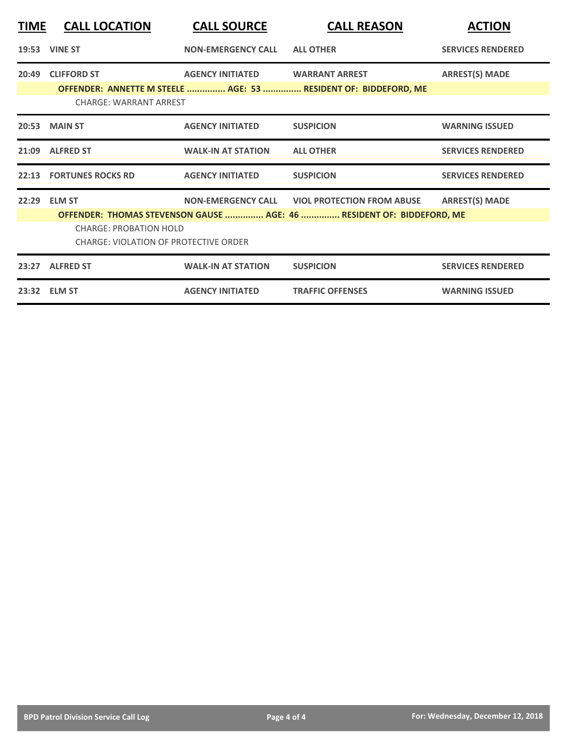| TIME | CALL LOCATION | CALL SOURCE | CALL REASON | ACTION |
|---|---|---|---|---|
| 19:53 | VINE ST | NON-EMERGENCY CALL | ALL OTHER | SERVICES RENDERED |
| 20:49 | CLIFFORD ST | AGENCY INITIATED | WARRANT ARREST | ARREST(S) MADE |
| | OFFENDER: ANNETTE M STEELE ............... AGE: 53 ............... RESIDENT OF: BIDDEFORD, ME | | | |
| | CHARGE: WARRANT ARREST | | | |
| 20:53 | MAIN ST | AGENCY INITIATED | SUSPICION | WARNING ISSUED |
| 21:09 | ALFRED ST | WALK-IN AT STATION | ALL OTHER | SERVICES RENDERED |
| 22:13 | FORTUNES ROCKS RD | AGENCY INITIATED | SUSPICION | SERVICES RENDERED |
| 22:29 | ELM ST | NON-EMERGENCY CALL | VIOL PROTECTION FROM ABUSE | ARREST(S) MADE |
| | OFFENDER: THOMAS STEVENSON GAUSE ............... AGE: 46 ............... RESIDENT OF: BIDDEFORD, ME | | | |
| | CHARGE: PROBATION HOLD | | | |
| | CHARGE: VIOLATION OF PROTECTIVE ORDER | | | |
| 23:27 | ALFRED ST | WALK-IN AT STATION | SUSPICION | SERVICES RENDERED |
| 23:32 | ELM ST | AGENCY INITIATED | TRAFFIC OFFENSES | WARNING ISSUED |